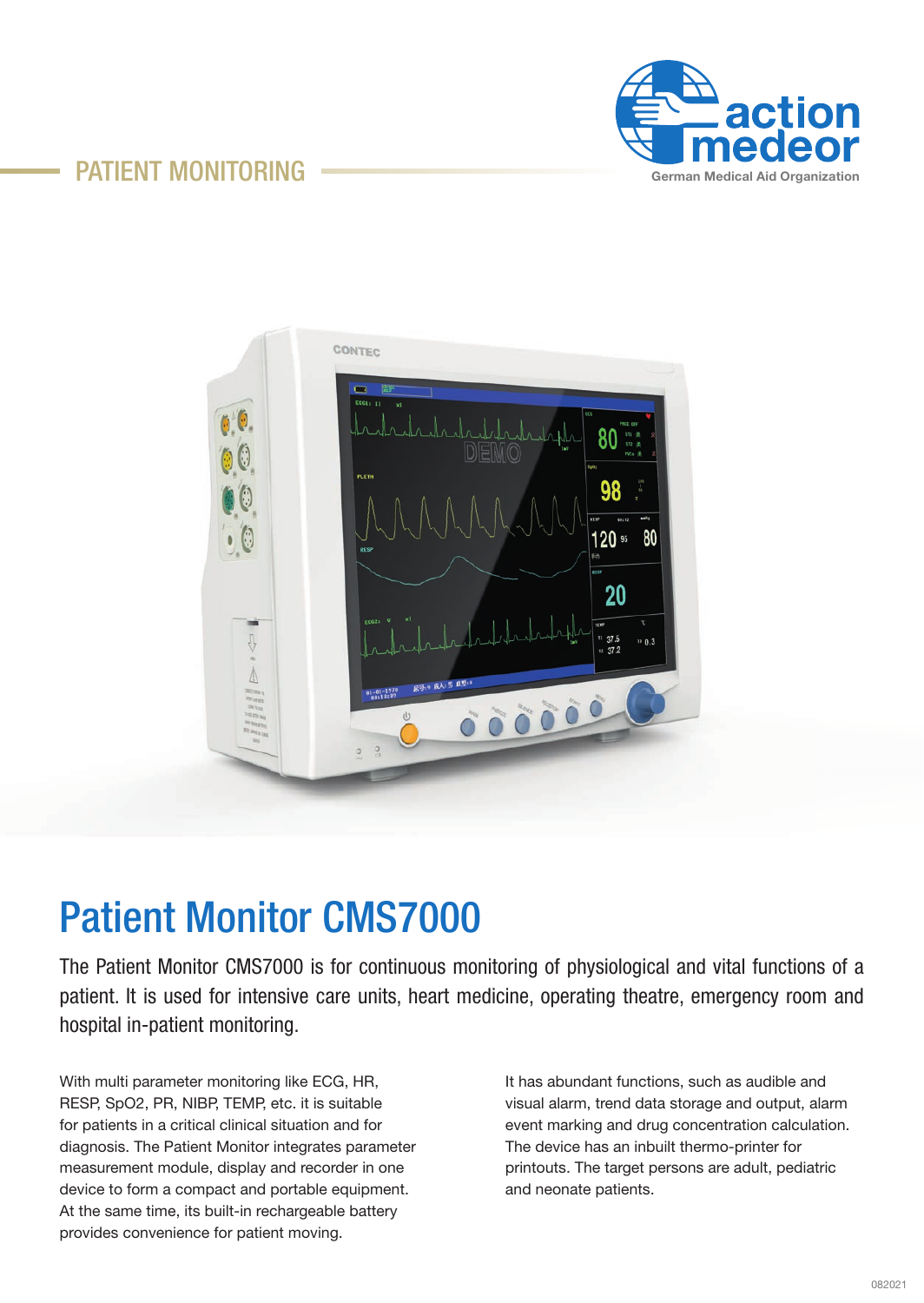PATIENT MONITORING

action medeor
German Medical Aid Organization

# Patient Monitor CMS7000

The Patient Monitor CMS7000 is for continuous monitoring of physiological and vital functions of a patient. It is used for intensive care units, heart medicine, operating theatre, emergency room and hospital in-patient monitoring.

With multi parameter monitoring like ECG, HR, RESP, SpO2, PR, NIBP, TEMP, etc. it is suitable for patients in a critical clinical situation and for diagnosis. The Patient Monitor integrates parameter measurement module, display and recorder in one device to form a compact and portable equipment. At the same time, its built-in rechargeable battery provides convenience for patient moving.

It has abundant functions, such as audible and visual alarm, trend data storage and output, alarm event marking and drug concentration calculation. The device has an inbuilt thermo-printer for printouts. The target persons are adult, pediatric and neonate patients.

082021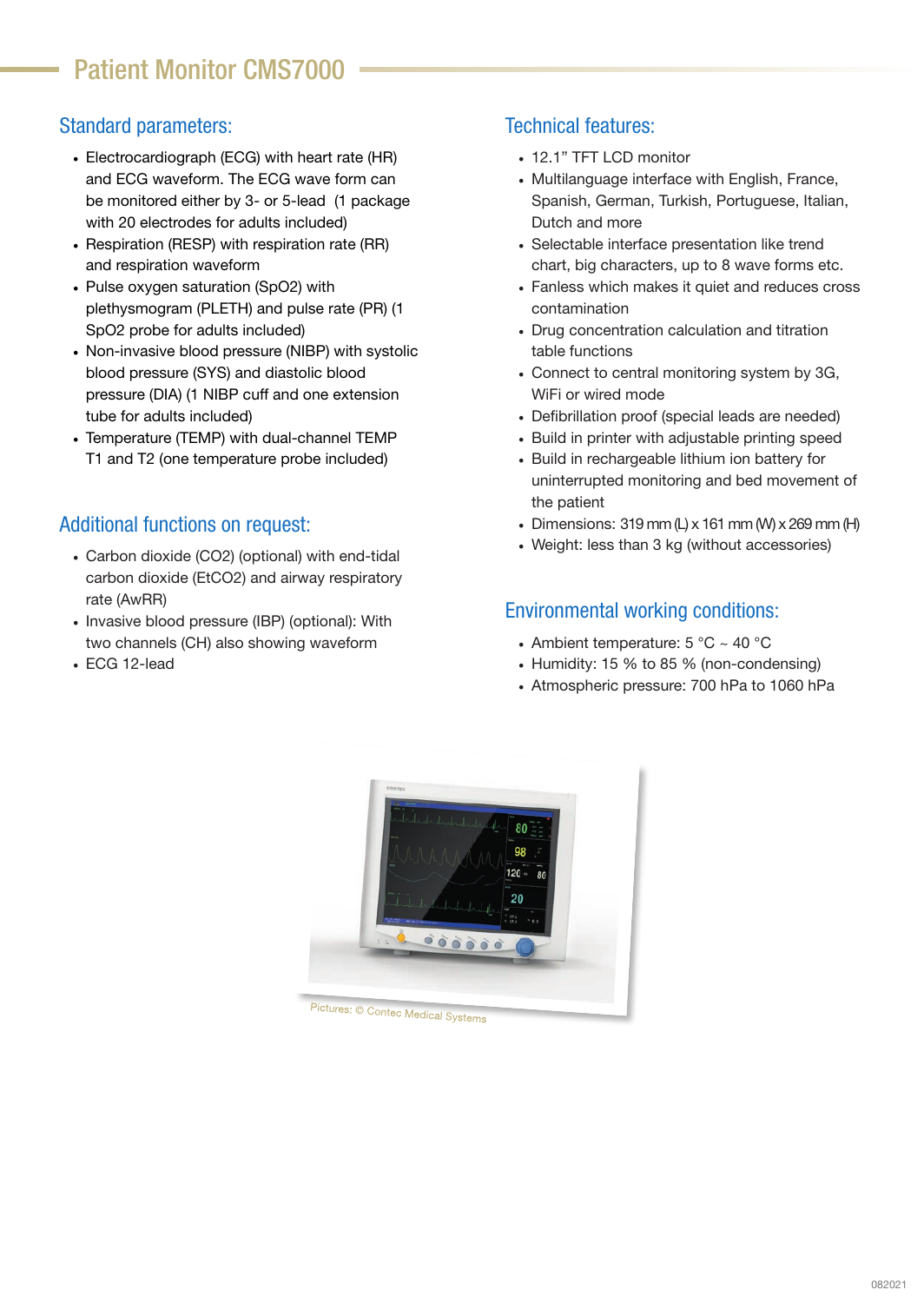# Patient Monitor CMS7000

## Standard parameters:

- Electrocardiograph (ECG) with heart rate (HR) and ECG waveform. The ECG wave form can be monitored either by 3- or 5-lead (1 package with 20 electrodes for adults included)
- Respiration (RESP) with respiration rate (RR) and respiration waveform
- Pulse oxygen saturation (SpO2) with plethysmogram (PLETH) and pulse rate (PR) (1 SpO2 probe for adults included)
- Non-invasive blood pressure (NIBP) with systolic blood pressure (SYS) and diastolic blood pressure (DIA) (1 NIBP cuff and one extension tube for adults included)
- Temperature (TEMP) with dual-channel TEMP T1 and T2 (one temperature probe included)

## Additional functions on request:

- Carbon dioxide (CO2) (optional) with end-tidal carbon dioxide (EtCO2) and airway respiratory rate (AwRR)
- Invasive blood pressure (IBP) (optional): With two channels (CH) also showing waveform
- ECG 12-lead

## Technical features:

- 12.1" TFT LCD monitor
- Multilanguage interface with English, France, Spanish, German, Turkish, Portuguese, Italian, Dutch and more
- Selectable interface presentation like trend chart, big characters, up to 8 wave forms etc.
- Fanless which makes it quiet and reduces cross contamination
- Drug concentration calculation and titration table functions
- Connect to central monitoring system by 3G, WiFi or wired mode
- Defibrillation proof (special leads are needed)
- Build in printer with adjustable printing speed
- Build in rechargeable lithium ion battery for uninterrupted monitoring and bed movement of the patient
- Dimensions: 319 mm (L) x 161 mm (W) x 269 mm (H)
- Weight: less than 3 kg (without accessories)

## Environmental working conditions:

- Ambient temperature: 5 °C ~ 40 °C
- Humidity: 15 % to 85 % (non-condensing)
- Atmospheric pressure: 700 hPa to 1060 hPa

Pictures: © Contec Medical Systems

082021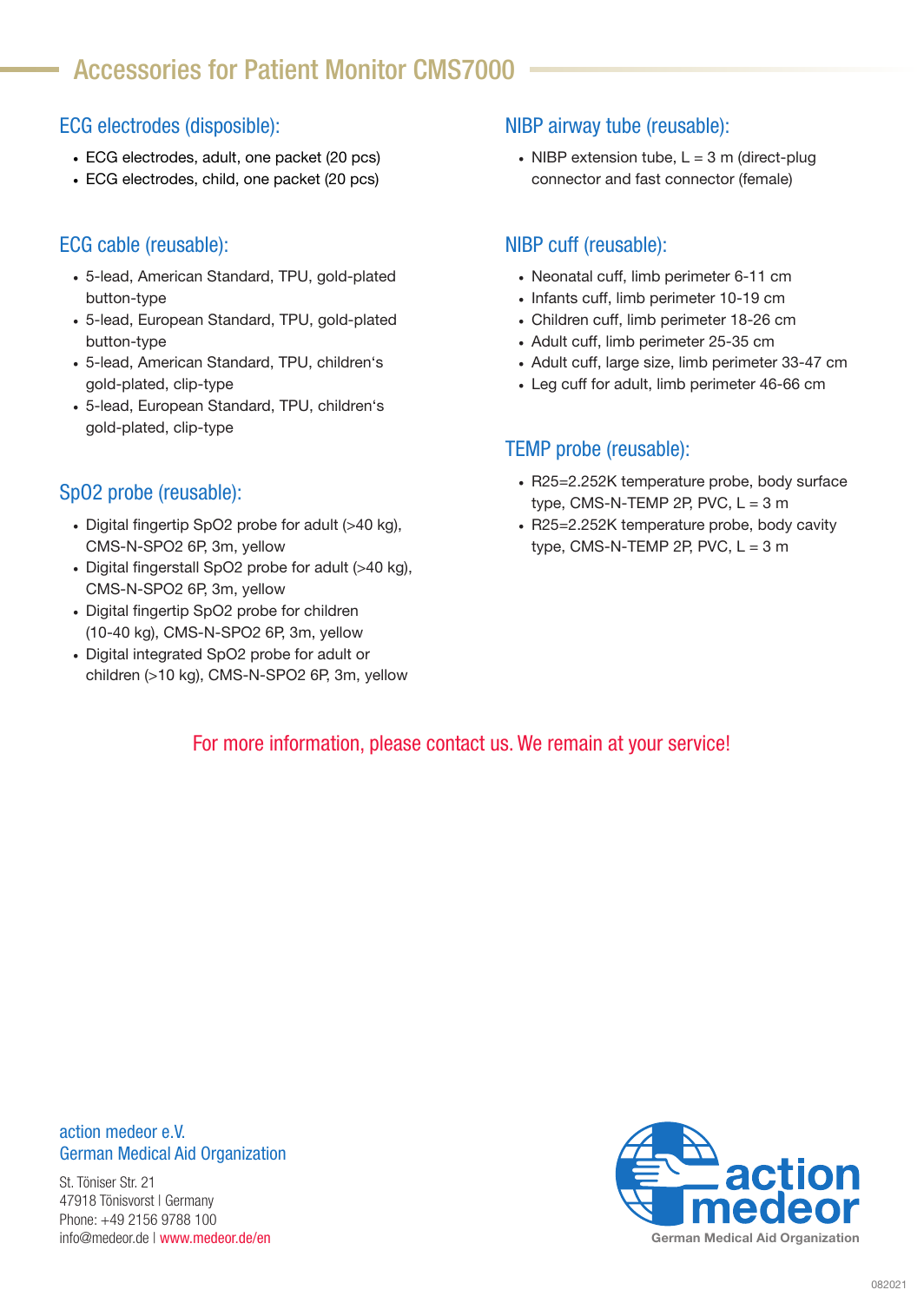# Accessories for Patient Monitor CMS7000

## ECG electrodes (disposible):

- ECG electrodes, adult, one packet (20 pcs)
- ECG electrodes, child, one packet (20 pcs)

## ECG cable (reusable):

- 5-lead, American Standard, TPU, gold-plated button-type
- 5-lead, European Standard, TPU, gold-plated button-type
- 5-lead, American Standard, TPU, children‘s gold-plated, clip-type
- 5-lead, European Standard, TPU, children‘s gold-plated, clip-type

## SpO2 probe (reusable):

- Digital fingertip SpO2 probe for adult (>40 kg), CMS-N-SPO2 6P, 3m, yellow
- Digital fingerstall SpO2 probe for adult (>40 kg), CMS-N-SPO2 6P, 3m, yellow
- Digital fingertip SpO2 probe for children (10-40 kg), CMS-N-SPO2 6P, 3m, yellow
- Digital integrated SpO2 probe for adult or children (>10 kg), CMS-N-SPO2 6P, 3m, yellow

## NIBP airway tube (reusable):

- NIBP extension tube, L = 3 m (direct-plug connector and fast connector (female)

## NIBP cuff (reusable):

- Neonatal cuff, limb perimeter 6-11 cm
- Infants cuff, limb perimeter 10-19 cm
- Children cuff, limb perimeter 18-26 cm
- Adult cuff, limb perimeter 25-35 cm
- Adult cuff, large size, limb perimeter 33-47 cm
- Leg cuff for adult, limb perimeter 46-66 cm

## TEMP probe (reusable):

- R25=2.252K temperature probe, body surface type, CMS-N-TEMP 2P, PVC, L = 3 m
- R25=2.252K temperature probe, body cavity type, CMS-N-TEMP 2P, PVC, L = 3 m

For more information, please contact us. We remain at your service!

action medeor e.V.
German Medical Aid Organization

St. Töniser Str. 21
47918 Tönisvorst | Germany
Phone: +49 2156 9788 100
info@medeor.de | www.medeor.de/en

action medeor
German Medical Aid Organization

082021